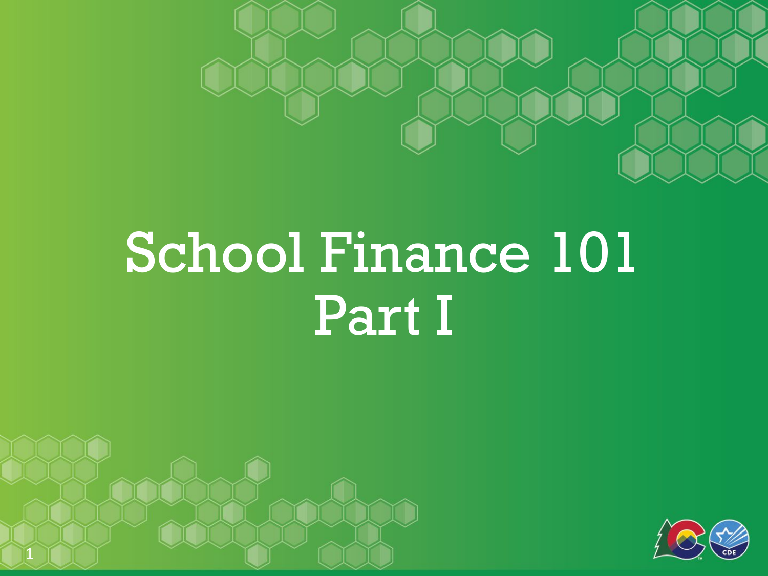# School Finance 101
# Part I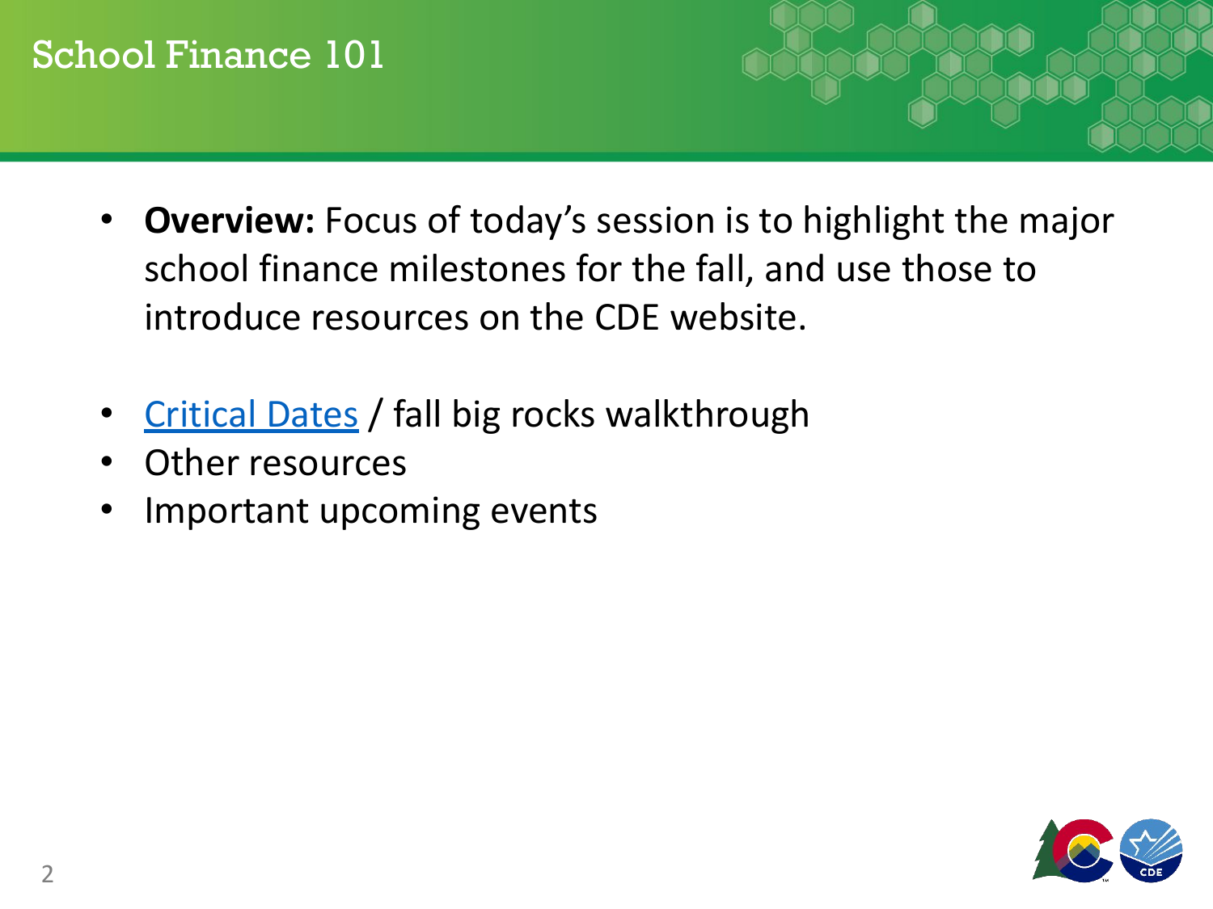# School Finance 101

- **Overview:** Focus of today's session is to highlight the major school finance milestones for the fall, and use those to introduce resources on the CDE website.

- Critical Dates / fall big rocks walkthrough
- Other resources
- Important upcoming events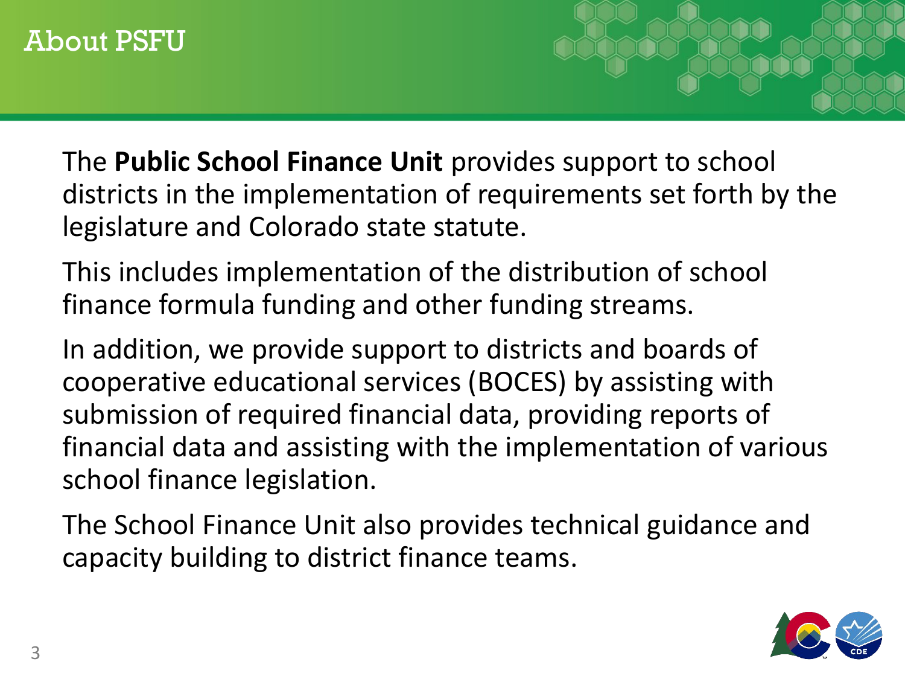# About PSFU

The **Public School Finance Unit** provides support to school districts in the implementation of requirements set forth by the legislature and Colorado state statute.

This includes implementation of the distribution of school finance formula funding and other funding streams.

In addition, we provide support to districts and boards of cooperative educational services (BOCES) by assisting with submission of required financial data, providing reports of financial data and assisting with the implementation of various school finance legislation.

The School Finance Unit also provides technical guidance and capacity building to district finance teams.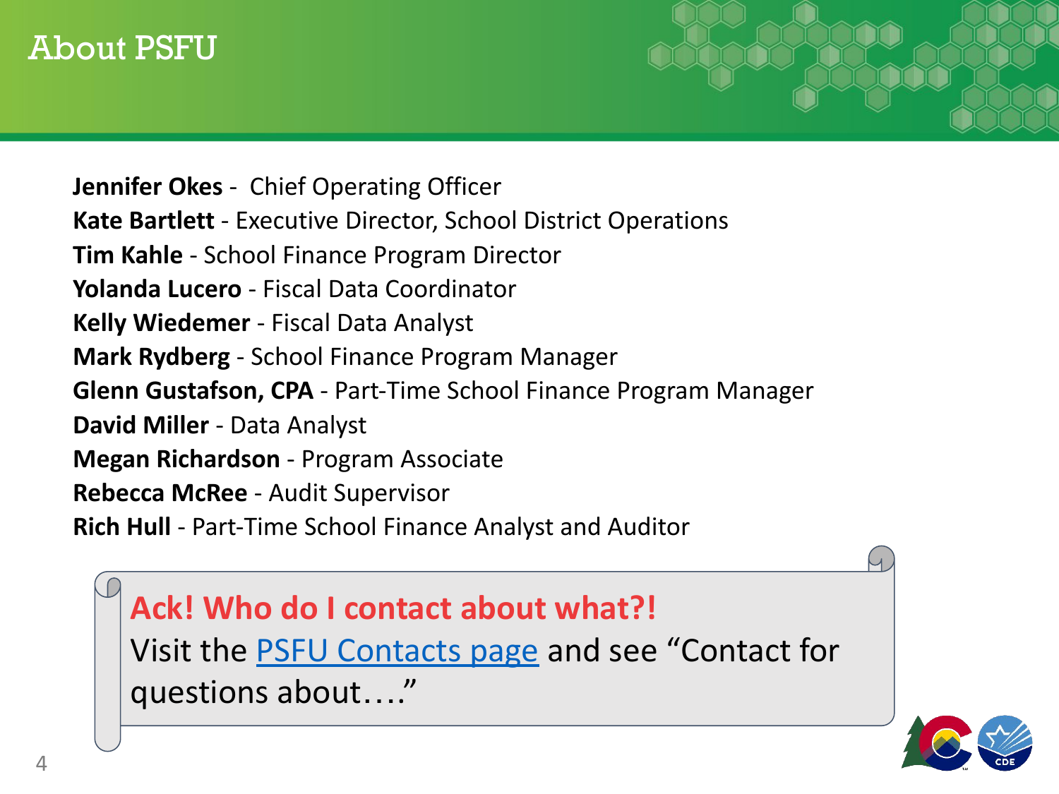# About PSFU

**Jennifer Okes** - Chief Operating Officer
**Kate Bartlett** - Executive Director, School District Operations
**Tim Kahle** - School Finance Program Director
**Yolanda Lucero** - Fiscal Data Coordinator
**Kelly Wiedemer** - Fiscal Data Analyst
**Mark Rydberg** - School Finance Program Manager
**Glenn Gustafson, CPA** - Part-Time School Finance Program Manager
**David Miller** - Data Analyst
**Megan Richardson** - Program Associate
**Rebecca McRee** - Audit Supervisor
**Rich Hull** - Part-Time School Finance Analyst and Auditor

**Ack! Who do I contact about what?!**
Visit the PSFU Contacts page and see "Contact for questions about…."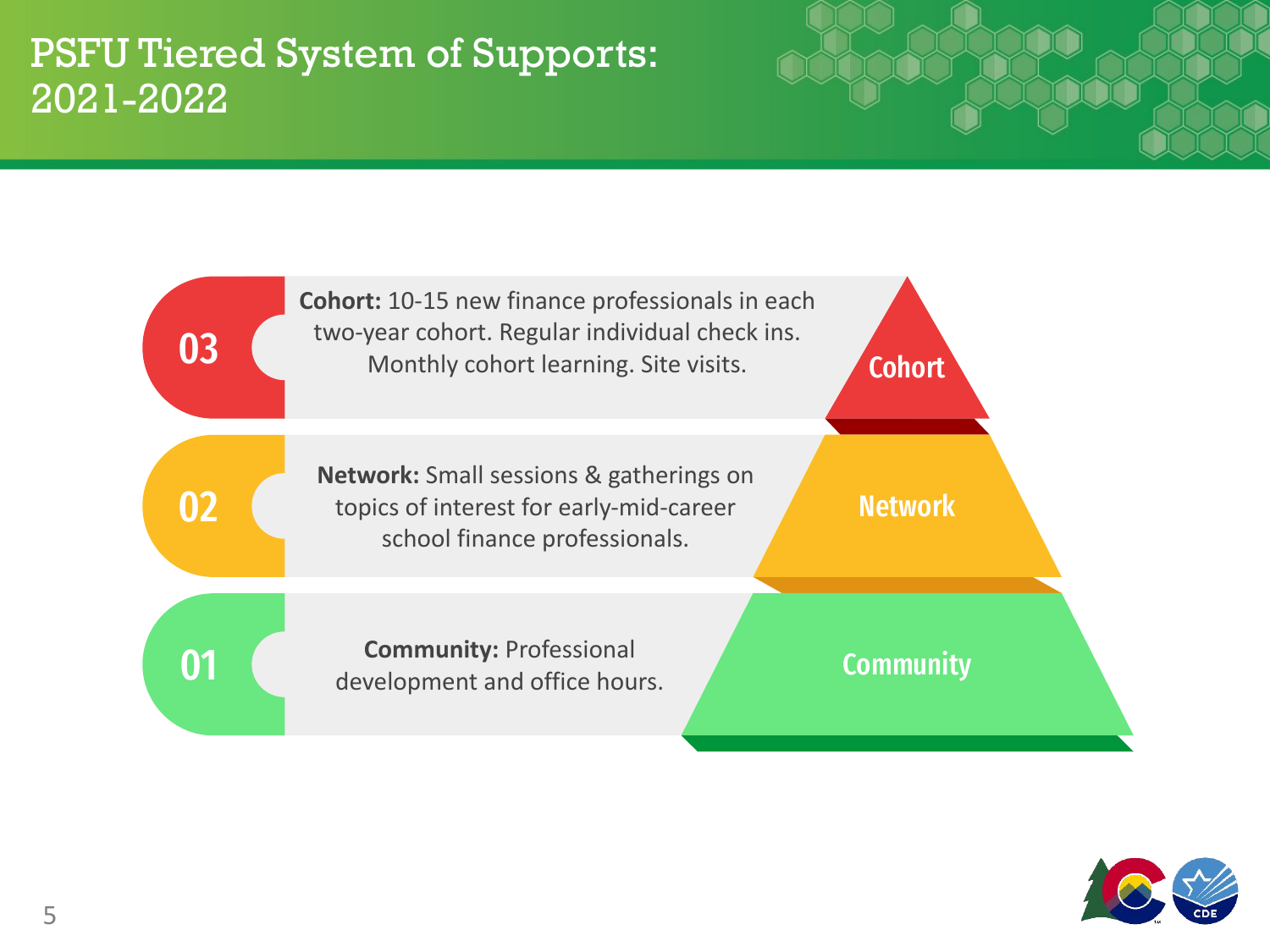# PSFU Tiered System of Supports: 2021-2022

**03** — **Cohort:** 10-15 new finance professionals in each two-year cohort. Regular individual check ins. Monthly cohort learning. Site visits.

Cohort

**02** — **Network:** Small sessions & gatherings on topics of interest for early-mid-career school finance professionals.

Network

**01** — **Community:** Professional development and office hours.

Community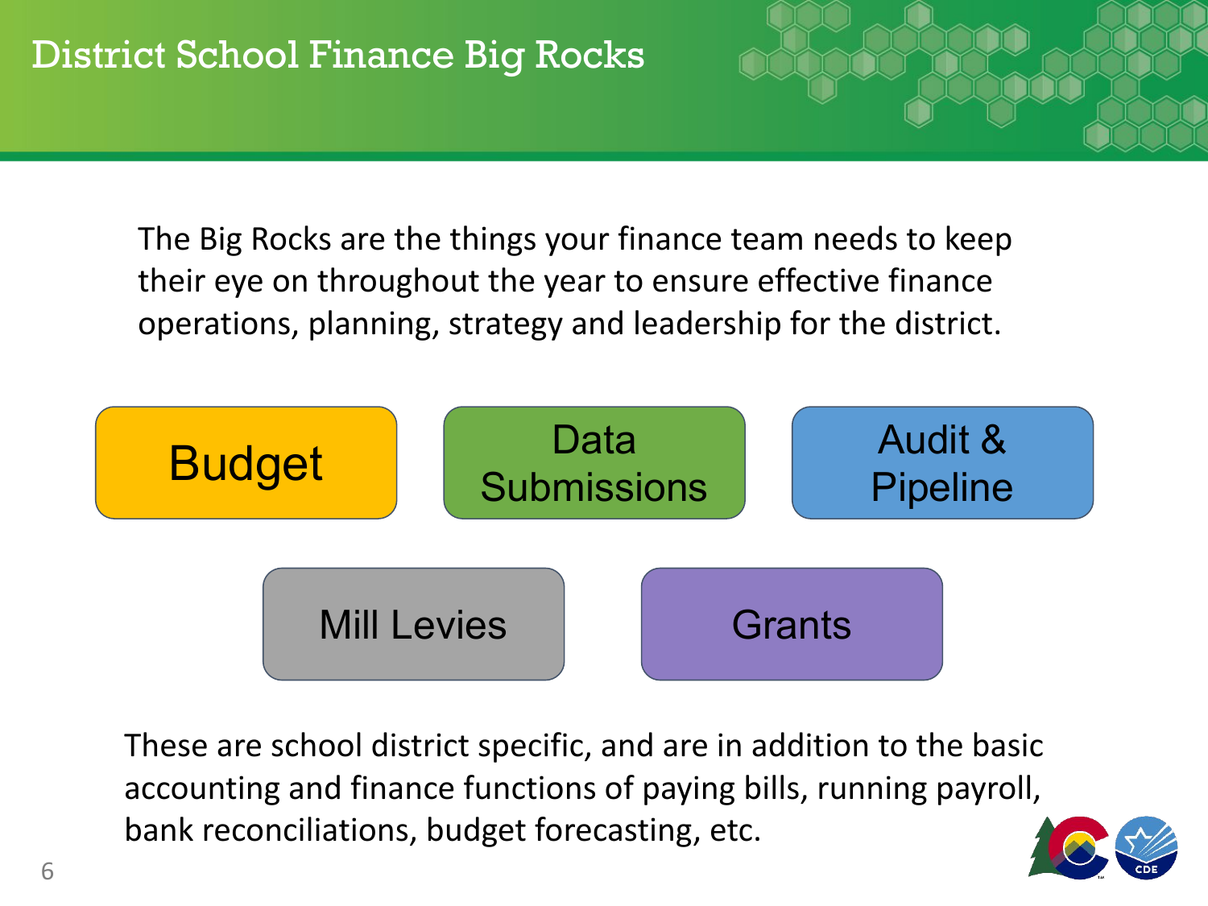# District School Finance Big Rocks

The Big Rocks are the things your finance team needs to keep their eye on throughout the year to ensure effective finance operations, planning, strategy and leadership for the district.

- Budget
- Data Submissions
- Audit & Pipeline
- Mill Levies
- Grants

These are school district specific, and are in addition to the basic accounting and finance functions of paying bills, running payroll, bank reconciliations, budget forecasting, etc.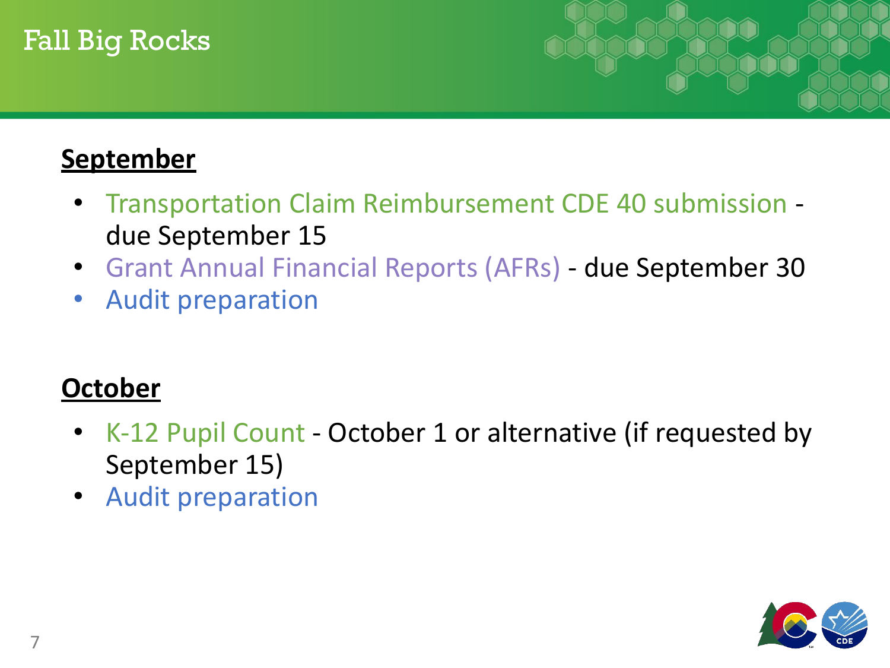# Fall Big Rocks

**September**

- Transportation Claim Reimbursement CDE 40 submission - due September 15
- Grant Annual Financial Reports (AFRs) - due September 30
- Audit preparation

**October**

- K-12 Pupil Count - October 1 or alternative (if requested by September 15)
- Audit preparation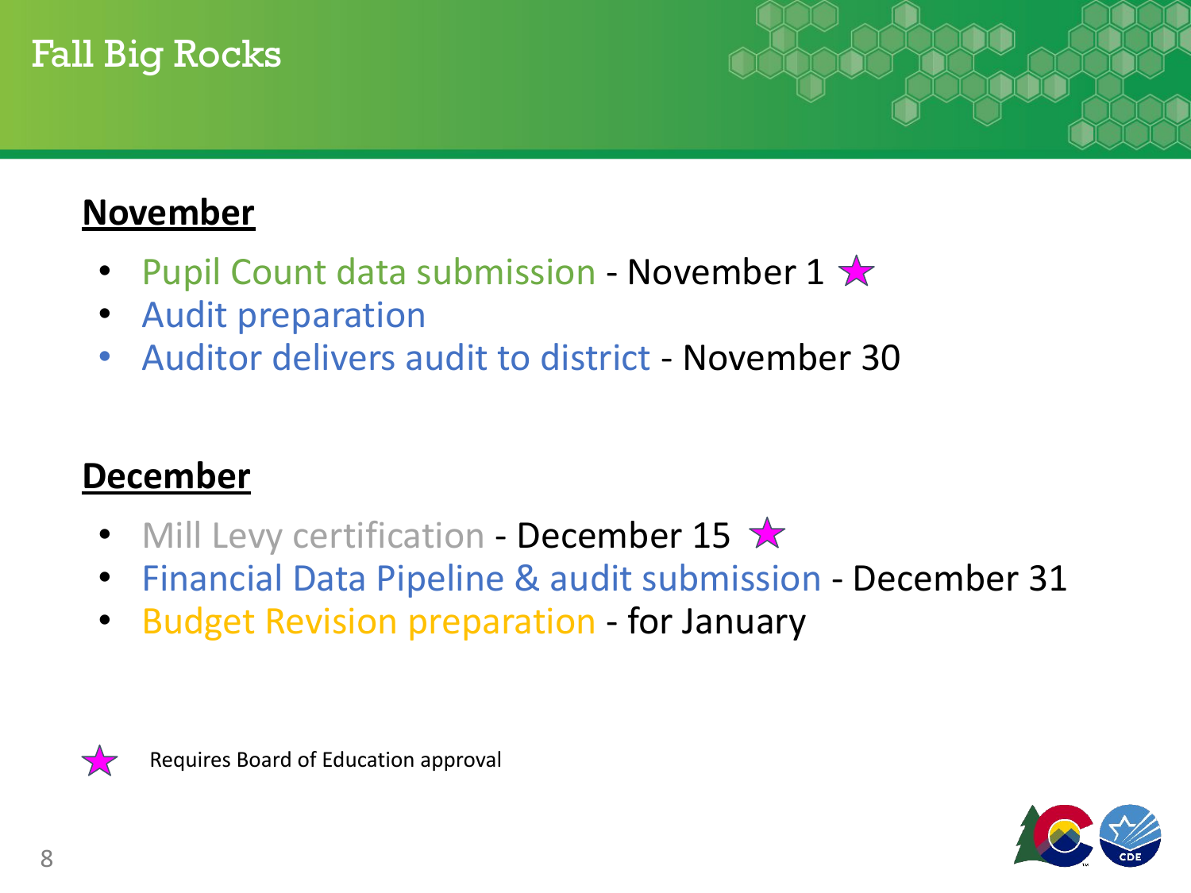# Fall Big Rocks

## November

- Pupil Count data submission - November 1 ★
- Audit preparation
- Auditor delivers audit to district - November 30

## December

- Mill Levy certification - December 15 ★
- Financial Data Pipeline & audit submission - December 31
- Budget Revision preparation - for January

★ Requires Board of Education approval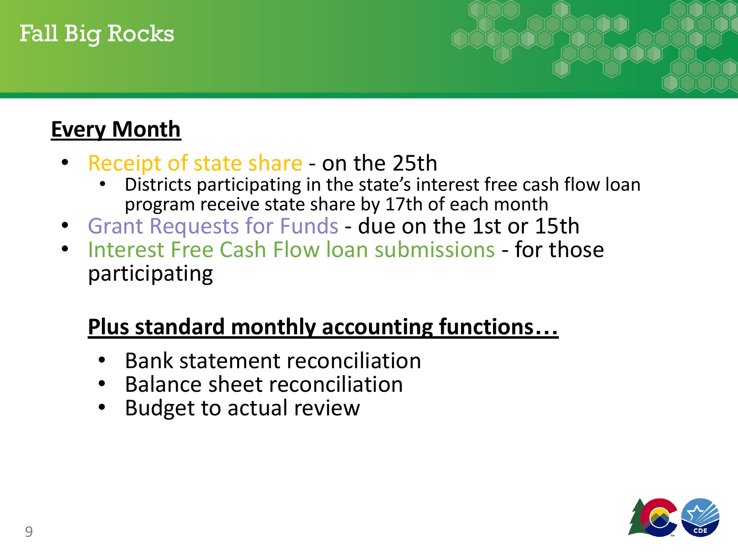# Fall Big Rocks

## Every Month

- Receipt of state share - on the 25th
  - Districts participating in the state's interest free cash flow loan program receive state share by 17th of each month
- Grant Requests for Funds - due on the 1st or 15th
- Interest Free Cash Flow loan submissions - for those participating

### Plus standard monthly accounting functions…

- Bank statement reconciliation
- Balance sheet reconciliation
- Budget to actual review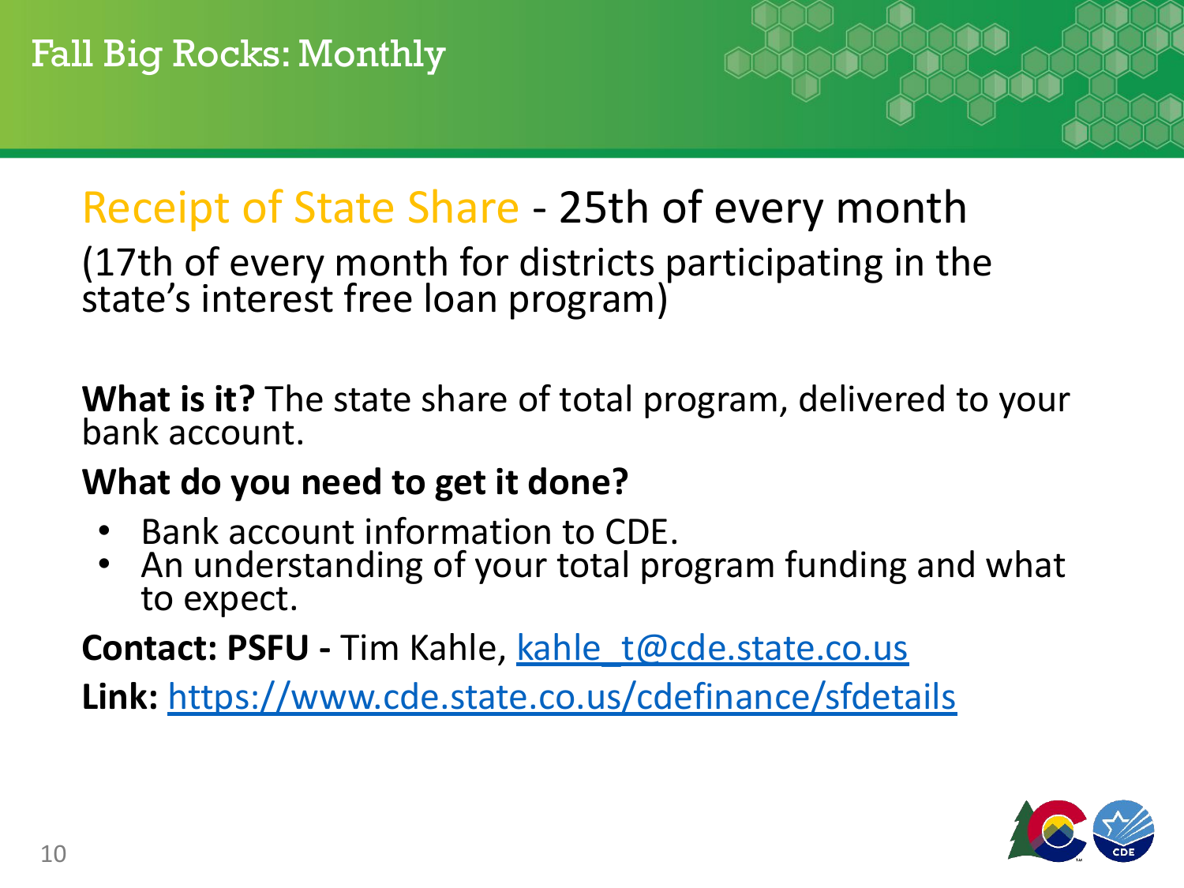# Fall Big Rocks: Monthly

## Receipt of State Share - 25th of every month

(17th of every month for districts participating in the state's interest free loan program)

**What is it?** The state share of total program, delivered to your bank account.

**What do you need to get it done?**

- Bank account information to CDE.
- An understanding of your total program funding and what to expect.

**Contact: PSFU -** Tim Kahle, kahle_t@cde.state.co.us

**Link:** https://www.cde.state.co.us/cdefinance/sfdetails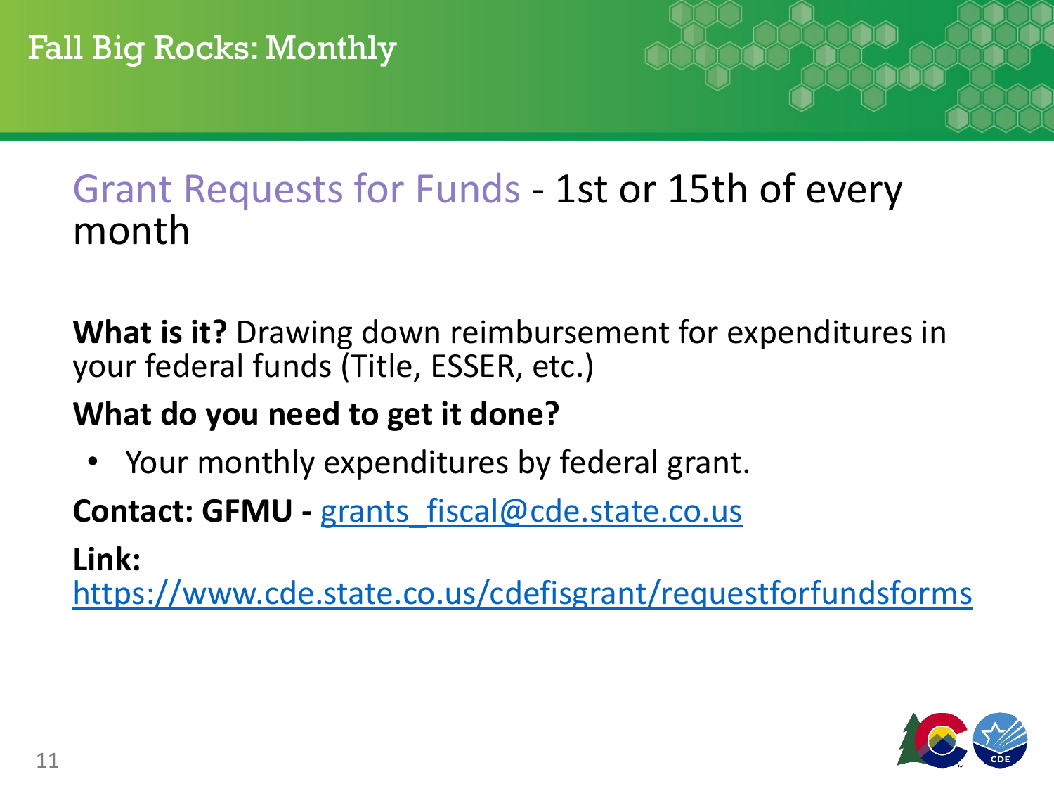# Fall Big Rocks: Monthly

## Grant Requests for Funds - 1st or 15th of every month

**What is it?** Drawing down reimbursement for expenditures in your federal funds (Title, ESSER, etc.)

**What do you need to get it done?**

- Your monthly expenditures by federal grant.

**Contact: GFMU -** grants_fiscal@cde.state.co.us

**Link:** https://www.cde.state.co.us/cdefisgrant/requestforfundsforms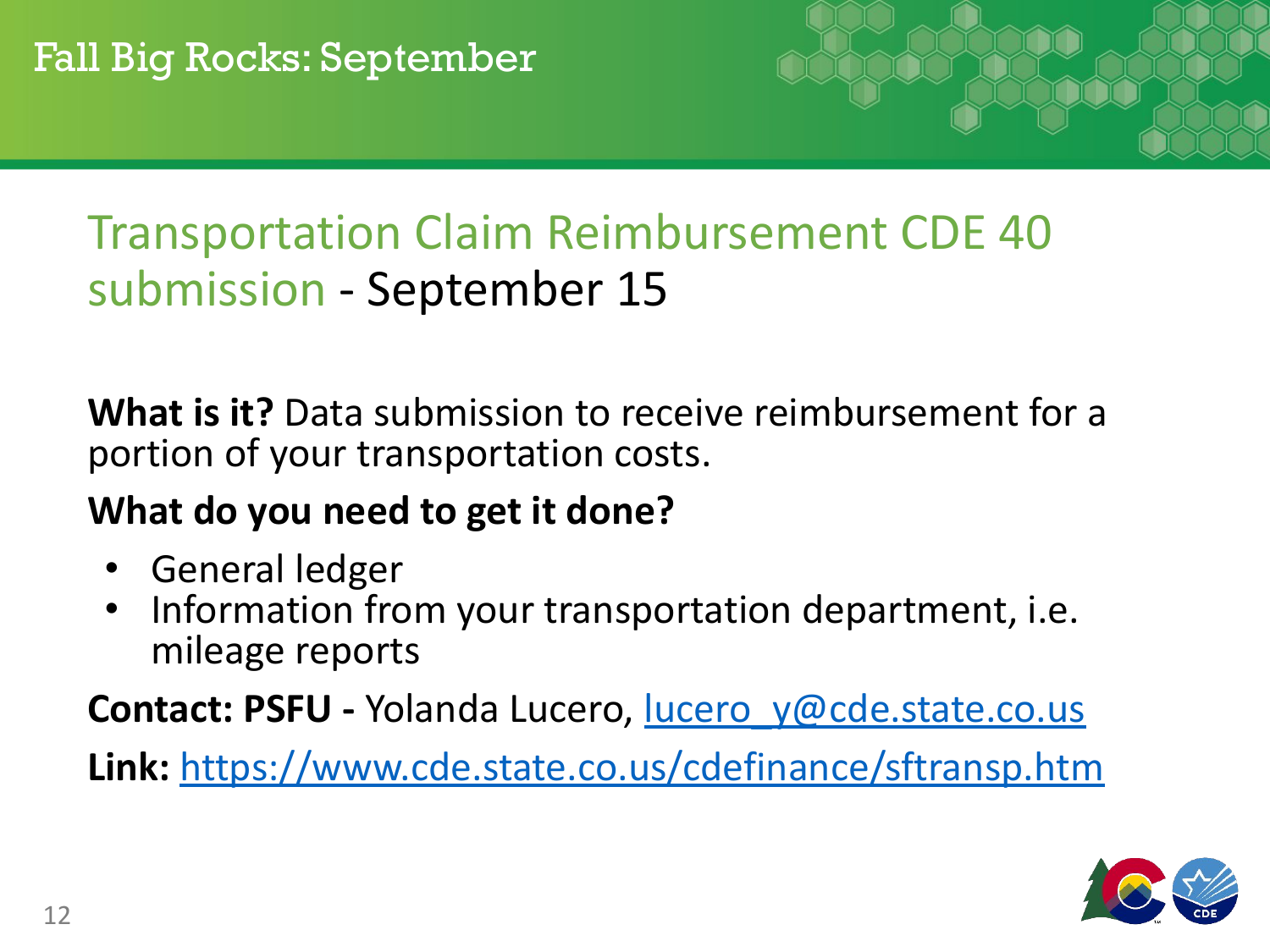# Fall Big Rocks: September

## Transportation Claim Reimbursement CDE 40 submission - September 15

**What is it?** Data submission to receive reimbursement for a portion of your transportation costs.

**What do you need to get it done?**

- General ledger
- Information from your transportation department, i.e. mileage reports

**Contact: PSFU -** Yolanda Lucero, lucero_y@cde.state.co.us

**Link:** https://www.cde.state.co.us/cdefinance/sftransp.htm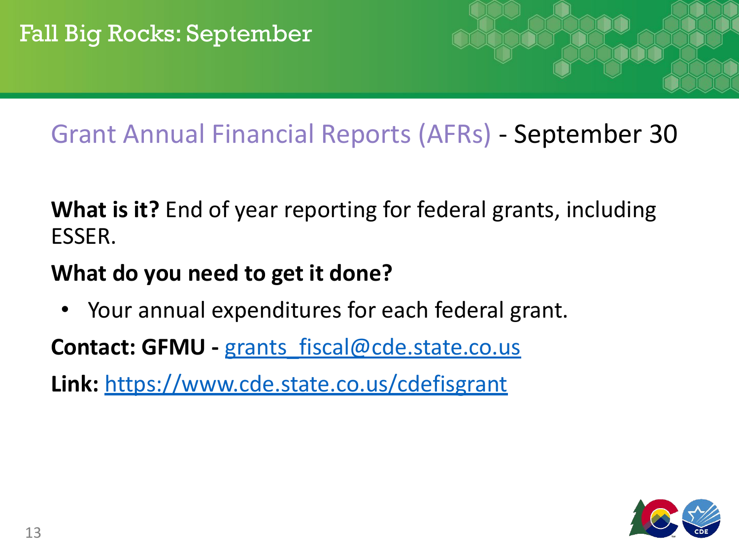# Fall Big Rocks: September

## Grant Annual Financial Reports (AFRs) - September 30

**What is it?** End of year reporting for federal grants, including ESSER.

**What do you need to get it done?**

- Your annual expenditures for each federal grant.

**Contact: GFMU -** grants_fiscal@cde.state.co.us

**Link:** https://www.cde.state.co.us/cdefisgrant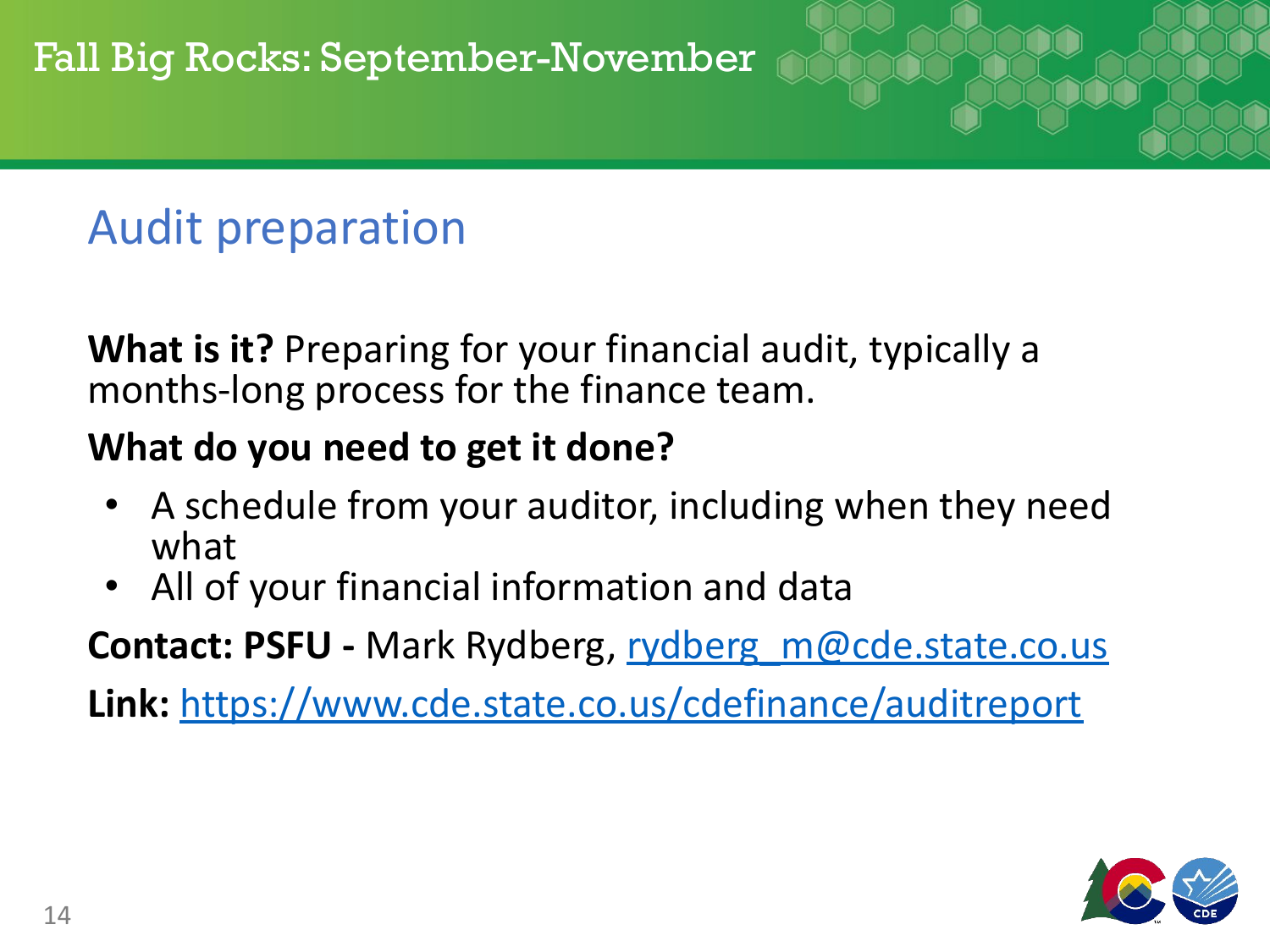# Fall Big Rocks: September-November

## Audit preparation

**What is it?** Preparing for your financial audit, typically a months-long process for the finance team.

**What do you need to get it done?**

- A schedule from your auditor, including when they need what
- All of your financial information and data

**Contact: PSFU -** Mark Rydberg, rydberg_m@cde.state.co.us

**Link:** https://www.cde.state.co.us/cdefinance/auditreport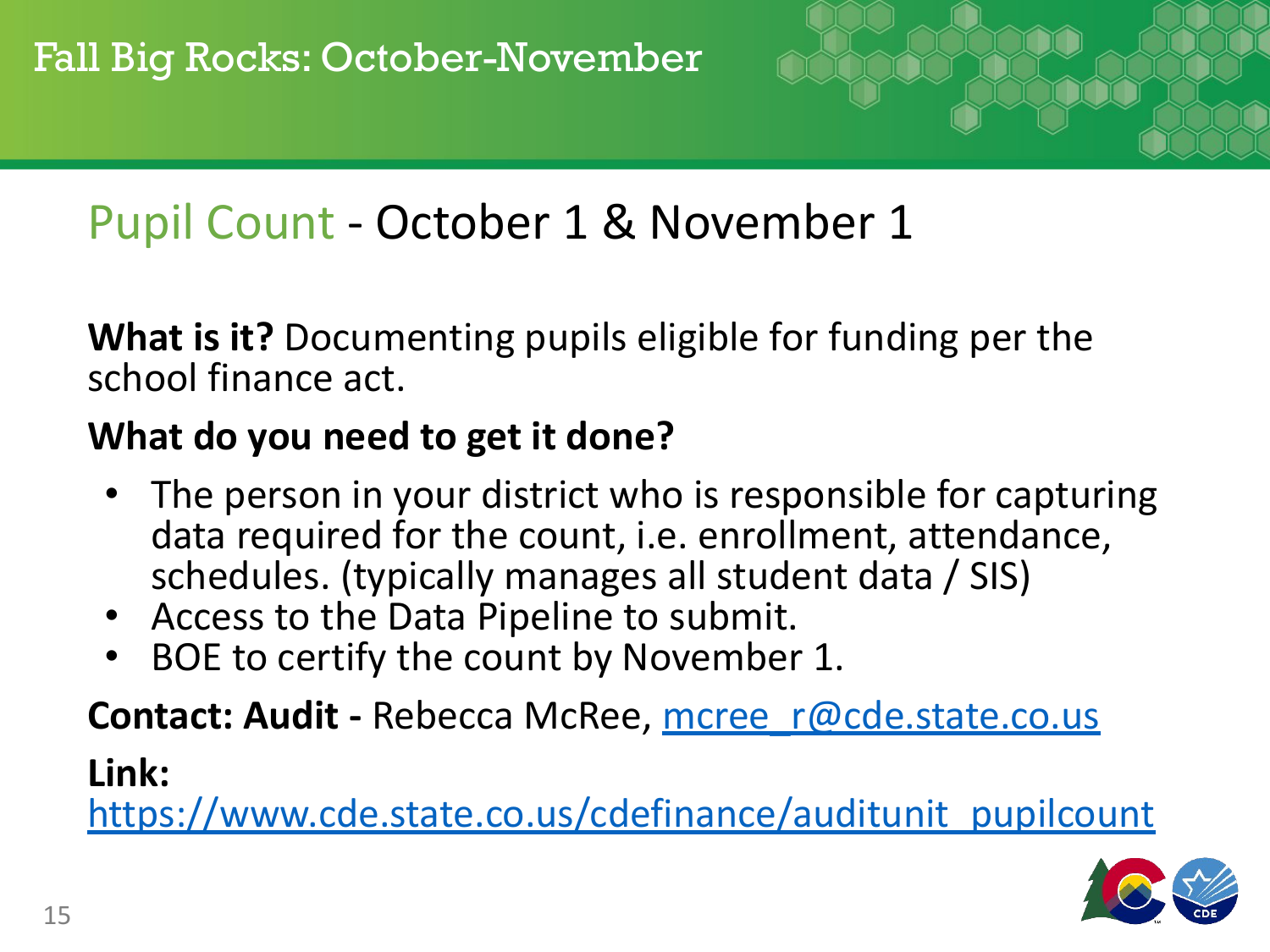# Fall Big Rocks: October-November

## Pupil Count - October 1 & November 1

**What is it?** Documenting pupils eligible for funding per the school finance act.

**What do you need to get it done?**

- The person in your district who is responsible for capturing data required for the count, i.e. enrollment, attendance, schedules. (typically manages all student data / SIS)
- Access to the Data Pipeline to submit.
- BOE to certify the count by November 1.

**Contact: Audit -** Rebecca McRee, mcree_r@cde.state.co.us

**Link:**
https://www.cde.state.co.us/cdefinance/auditunit_pupilcount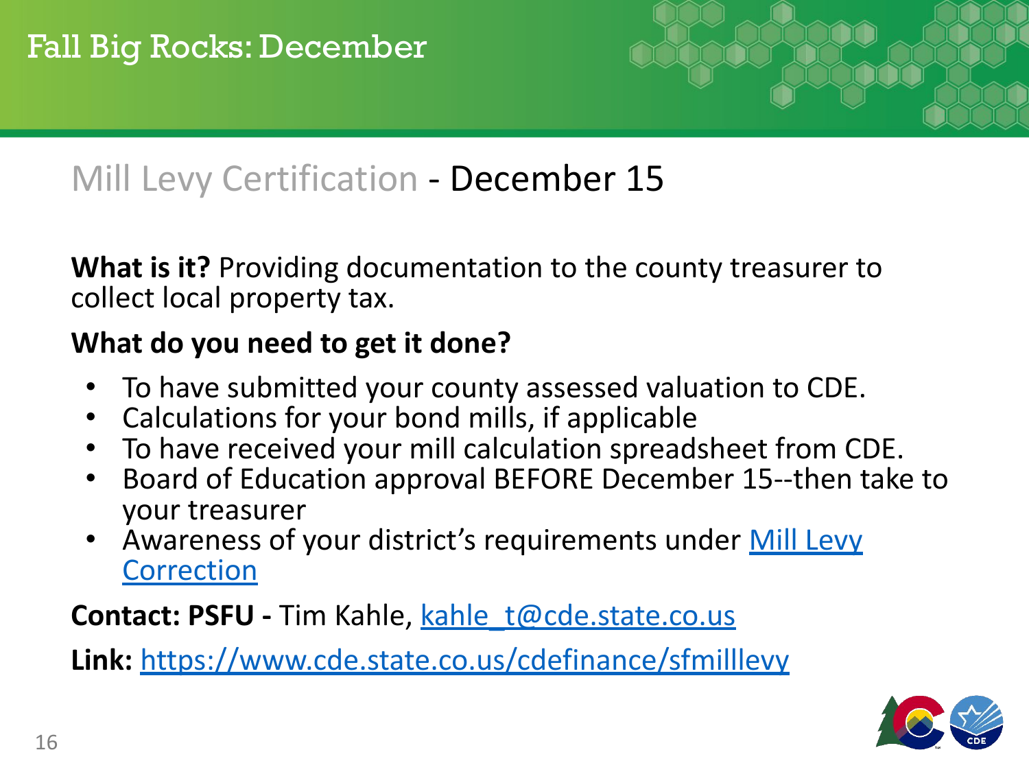# Fall Big Rocks: December

## Mill Levy Certification - December 15

**What is it?** Providing documentation to the county treasurer to collect local property tax.

**What do you need to get it done?**

- To have submitted your county assessed valuation to CDE.
- Calculations for your bond mills, if applicable
- To have received your mill calculation spreadsheet from CDE.
- Board of Education approval BEFORE December 15--then take to your treasurer
- Awareness of your district's requirements under Mill Levy Correction

**Contact: PSFU -** Tim Kahle, kahle_t@cde.state.co.us

**Link:** https://www.cde.state.co.us/cdefinance/sfmilllevy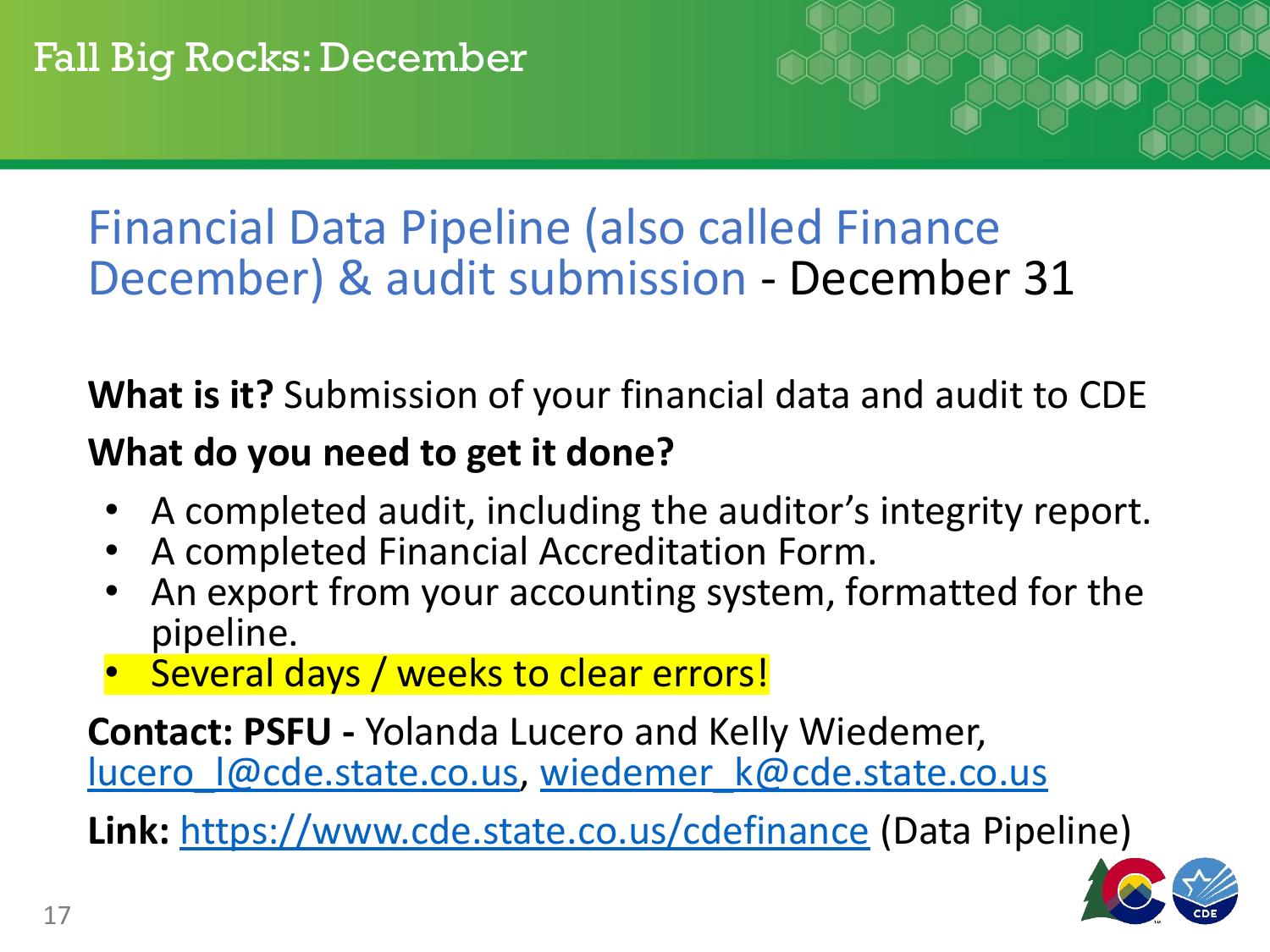# Fall Big Rocks: December

## Financial Data Pipeline (also called Finance December) & audit submission - December 31

**What is it?** Submission of your financial data and audit to CDE

**What do you need to get it done?**

- A completed audit, including the auditor's integrity report.
- A completed Financial Accreditation Form.
- An export from your accounting system, formatted for the pipeline.
- Several days / weeks to clear errors!

**Contact: PSFU -** Yolanda Lucero and Kelly Wiedemer, lucero_l@cde.state.co.us, wiedemer_k@cde.state.co.us

**Link:** https://www.cde.state.co.us/cdefinance (Data Pipeline)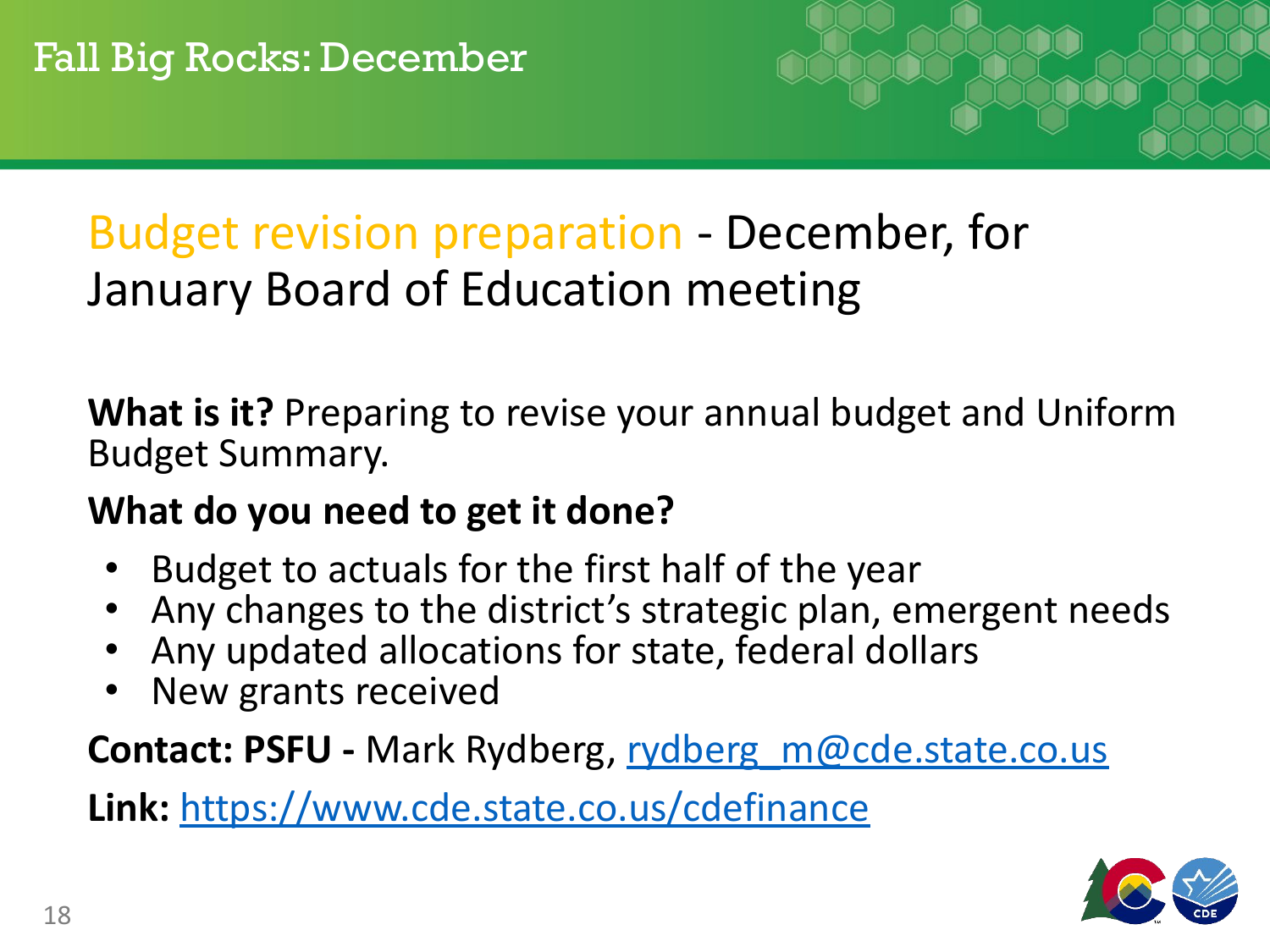# Fall Big Rocks: December

## Budget revision preparation - December, for January Board of Education meeting

**What is it?** Preparing to revise your annual budget and Uniform Budget Summary.

**What do you need to get it done?**

- Budget to actuals for the first half of the year
- Any changes to the district's strategic plan, emergent needs
- Any updated allocations for state, federal dollars
- New grants received

**Contact: PSFU -** Mark Rydberg, rydberg_m@cde.state.co.us

**Link:** https://www.cde.state.co.us/cdefinance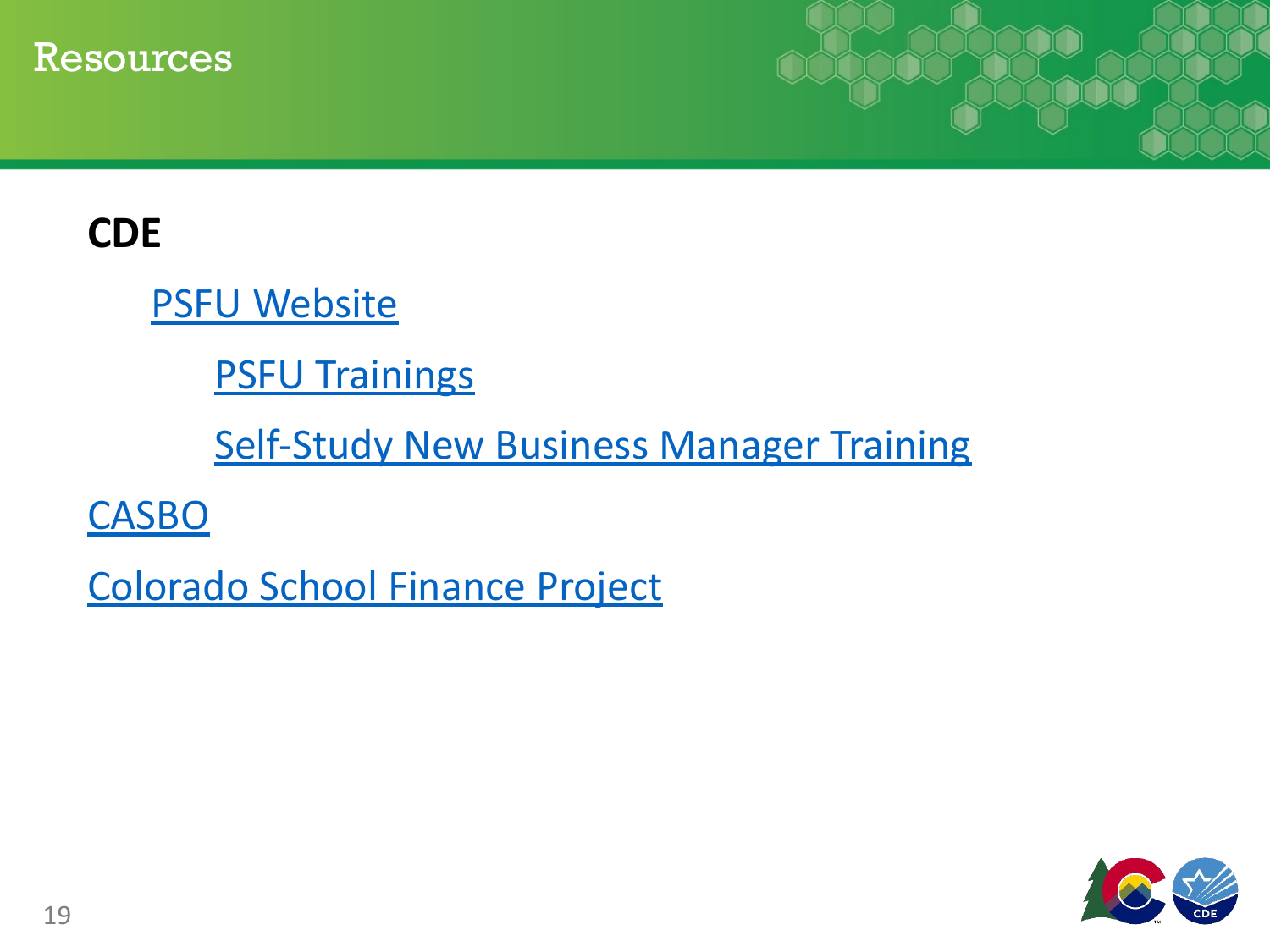# Resources

**CDE**

- PSFU Website
  - PSFU Trainings
  - Self-Study New Business Manager Training

CASBO

Colorado School Finance Project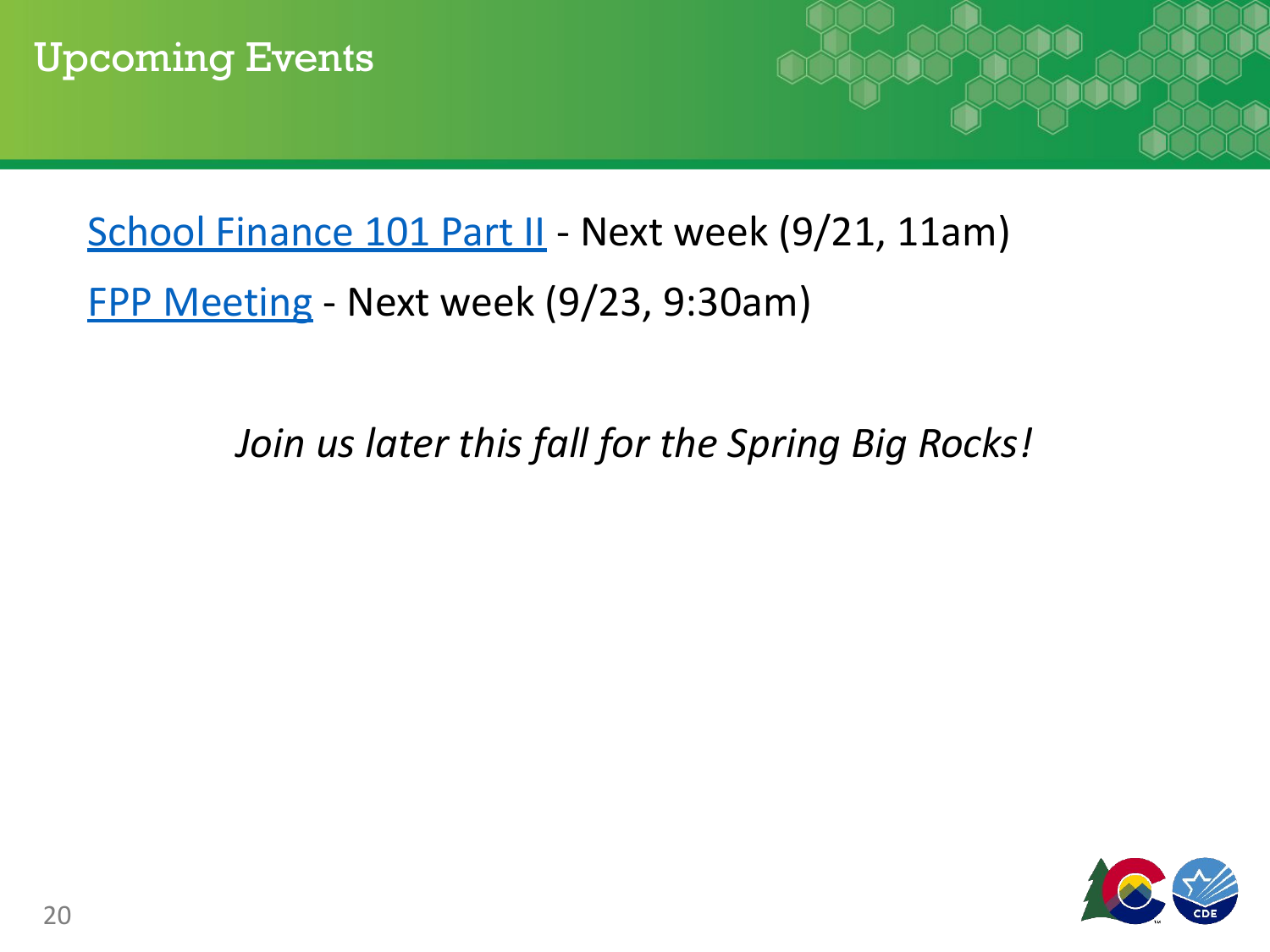# Upcoming Events

School Finance 101 Part II - Next week (9/21, 11am)

FPP Meeting - Next week (9/23, 9:30am)

*Join us later this fall for the Spring Big Rocks!*